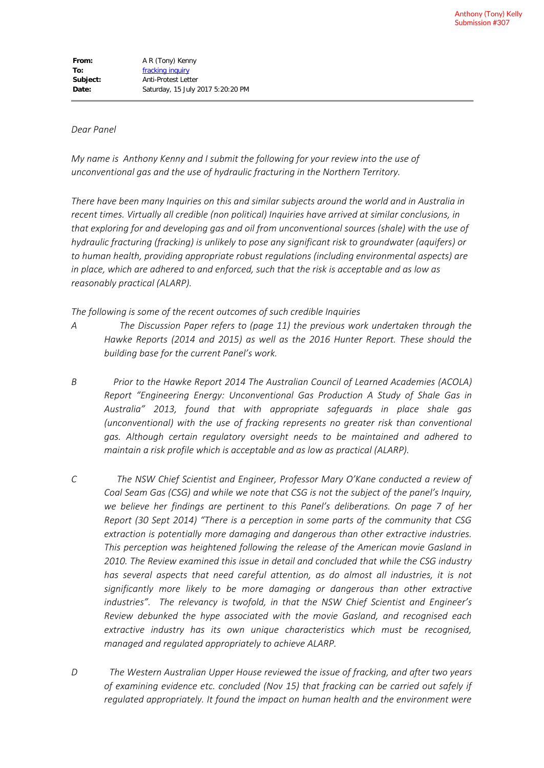Anthony (Tony) Kelly
Submission #307

**From:** A R (Tony) Kenny
**To:** fracking inquiry
**Subject:** Anti-Protest Letter
**Date:** Saturday, 15 July 2017 5:20:20 PM

---

*Dear Panel*

*My name is Anthony Kenny and I submit the following for your review into the use of unconventional gas and the use of hydraulic fracturing in the Northern Territory.*

*There have been many Inquiries on this and similar subjects around the world and in Australia in recent times. Virtually all credible (non political) Inquiries have arrived at similar conclusions, in that exploring for and developing gas and oil from unconventional sources (shale) with the use of hydraulic fracturing (fracking) is unlikely to pose any significant risk to groundwater (aquifers) or to human health, providing appropriate robust regulations (including environmental aspects) are in place, which are adhered to and enforced, such that the risk is acceptable and as low as reasonably practical (ALARP).*

*The following is some of the recent outcomes of such credible Inquiries*

*A* *The Discussion Paper refers to (page 11) the previous work undertaken through the Hawke Reports (2014 and 2015) as well as the 2016 Hunter Report. These should the building base for the current Panel's work.*

*B* *Prior to the Hawke Report 2014 The Australian Council of Learned Academies (ACOLA) Report "Engineering Energy: Unconventional Gas Production A Study of Shale Gas in Australia" 2013, found that with appropriate safeguards in place shale gas (unconventional) with the use of fracking represents no greater risk than conventional gas. Although certain regulatory oversight needs to be maintained and adhered to maintain a risk profile which is acceptable and as low as practical (ALARP).*

*C* *The NSW Chief Scientist and Engineer, Professor Mary O'Kane conducted a review of Coal Seam Gas (CSG) and while we note that CSG is not the subject of the panel's Inquiry, we believe her findings are pertinent to this Panel's deliberations. On page 7 of her Report (30 Sept 2014) "There is a perception in some parts of the community that CSG extraction is potentially more damaging and dangerous than other extractive industries. This perception was heightened following the release of the American movie Gasland in 2010. The Review examined this issue in detail and concluded that while the CSG industry has several aspects that need careful attention, as do almost all industries, it is not significantly more likely to be more damaging or dangerous than other extractive industries". The relevancy is twofold, in that the NSW Chief Scientist and Engineer's Review debunked the hype associated with the movie Gasland, and recognised each extractive industry has its own unique characteristics which must be recognised, managed and regulated appropriately to achieve ALARP.*

*D* *The Western Australian Upper House reviewed the issue of fracking, and after two years of examining evidence etc. concluded (Nov 15) that fracking can be carried out safely if regulated appropriately. It found the impact on human health and the environment were*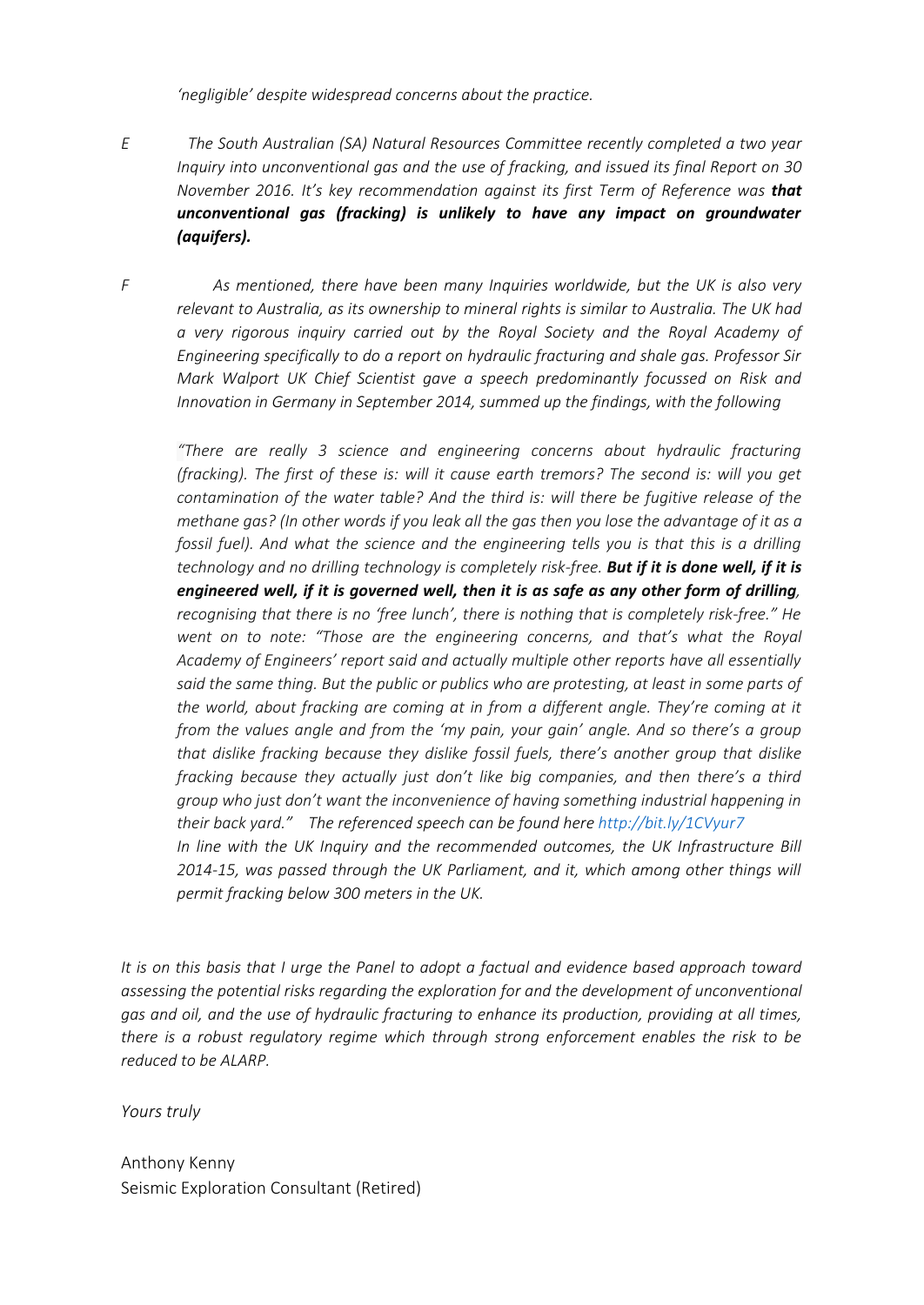*'negligible' despite widespread concerns about the practice.*

E *The South Australian (SA) Natural Resources Committee recently completed a two year Inquiry into unconventional gas and the use of fracking, and issued its final Report on 30 November 2016. It's key recommendation against its first Term of Reference was **that unconventional gas (fracking) is unlikely to have any impact on groundwater (aquifers).***

F *As mentioned, there have been many Inquiries worldwide, but the UK is also very relevant to Australia, as its ownership to mineral rights is similar to Australia. The UK had a very rigorous inquiry carried out by the Royal Society and the Royal Academy of Engineering specifically to do a report on hydraulic fracturing and shale gas. Professor Sir Mark Walport UK Chief Scientist gave a speech predominantly focussed on Risk and Innovation in Germany in September 2014, summed up the findings, with the following*

*"There are really 3 science and engineering concerns about hydraulic fracturing (fracking). The first of these is: will it cause earth tremors? The second is: will you get contamination of the water table? And the third is: will there be fugitive release of the methane gas? (In other words if you leak all the gas then you lose the advantage of it as a fossil fuel). And what the science and the engineering tells you is that this is a drilling technology and no drilling technology is completely risk-free. **But if it is done well, if it is engineered well, if it is governed well, then it is as safe as any other form of drilling**, recognising that there is no 'free lunch', there is nothing that is completely risk-free." He went on to note: "Those are the engineering concerns, and that's what the Royal Academy of Engineers' report said and actually multiple other reports have all essentially said the same thing. But the public or publics who are protesting, at least in some parts of the world, about fracking are coming at in from a different angle. They're coming at it from the values angle and from the 'my pain, your gain' angle. And so there's a group that dislike fracking because they dislike fossil fuels, there's another group that dislike fracking because they actually just don't like big companies, and then there's a third group who just don't want the inconvenience of having something industrial happening in their back yard."   The referenced speech can be found here http://bit.ly/1CVyur7*
*In line with the UK Inquiry and the recommended outcomes, the UK Infrastructure Bill 2014-15, was passed through the UK Parliament, and it, which among other things will permit fracking below 300 meters in the UK.*

*It is on this basis that I urge the Panel to adopt a factual and evidence based approach toward assessing the potential risks regarding the exploration for and the development of unconventional gas and oil, and the use of hydraulic fracturing to enhance its production, providing at all times, there is a robust regulatory regime which through strong enforcement enables the risk to be reduced to be ALARP.*

*Yours truly*

Anthony Kenny
Seismic Exploration Consultant (Retired)